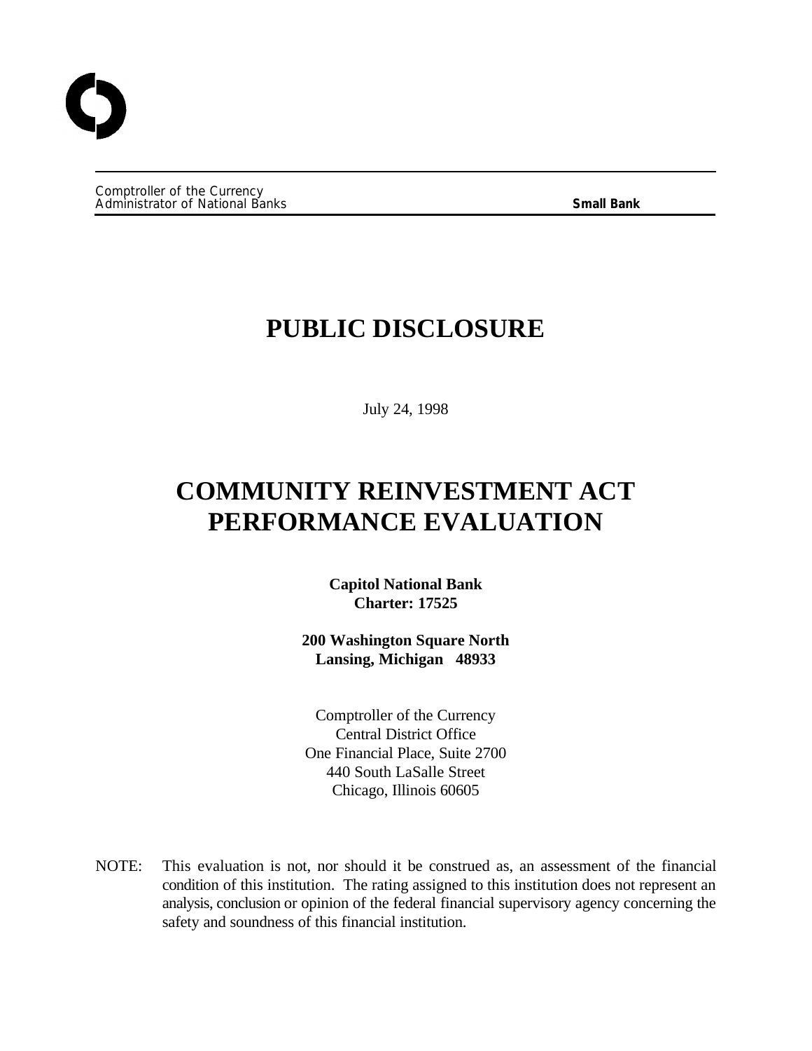Comptroller of the Currency
Administrator of National Banks **Small Bank**

# PUBLIC DISCLOSURE

July 24, 1998

# COMMUNITY REINVESTMENT ACT PERFORMANCE EVALUATION

**Capitol National Bank**
**Charter: 17525**

**200 Washington Square North**
**Lansing, Michigan 48933**

Comptroller of the Currency
Central District Office
One Financial Place, Suite 2700
440 South LaSalle Street
Chicago, Illinois 60605

NOTE: This evaluation is not, nor should it be construed as, an assessment of the financial condition of this institution. The rating assigned to this institution does not represent an analysis, conclusion or opinion of the federal financial supervisory agency concerning the safety and soundness of this financial institution.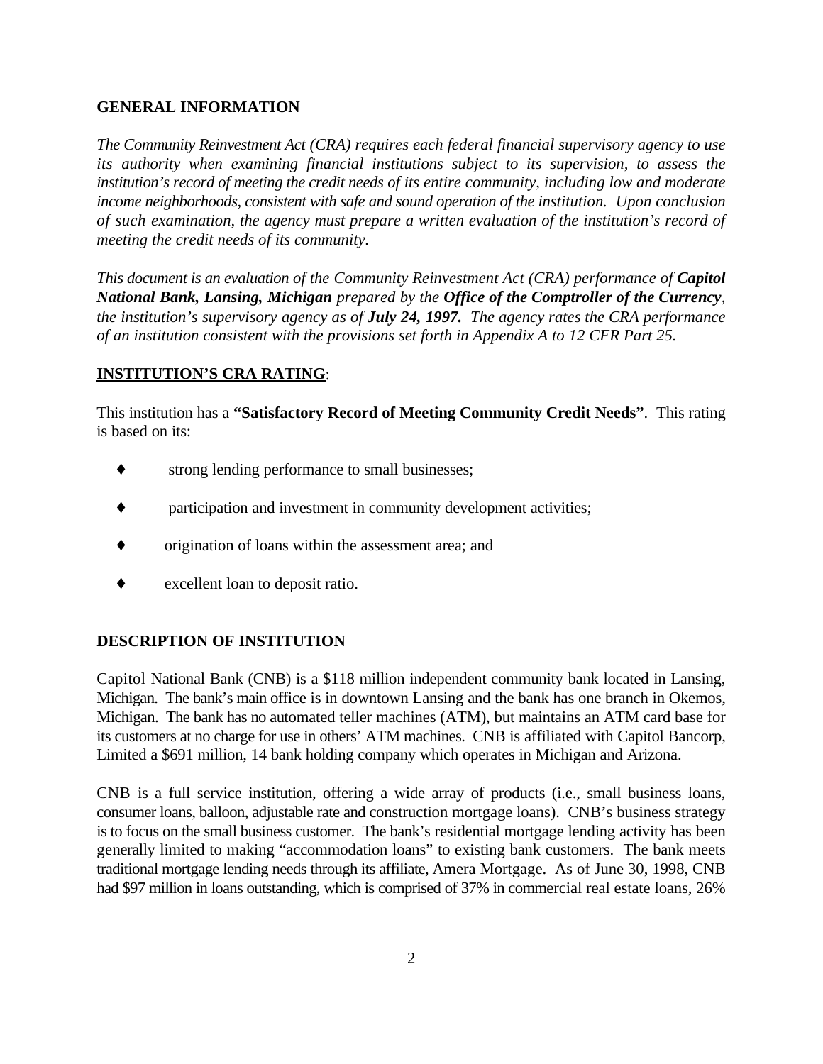## GENERAL INFORMATION

*The Community Reinvestment Act (CRA) requires each federal financial supervisory agency to use its authority when examining financial institutions subject to its supervision, to assess the institution's record of meeting the credit needs of its entire community, including low and moderate income neighborhoods, consistent with safe and sound operation of the institution. Upon conclusion of such examination, the agency must prepare a written evaluation of the institution's record of meeting the credit needs of its community.*

*This document is an evaluation of the Community Reinvestment Act (CRA) performance of* ***Capitol National Bank, Lansing, Michigan*** *prepared by the* ***Office of the Comptroller of the Currency****, the institution's supervisory agency as of* ***July 24, 1997.*** *The agency rates the CRA performance of an institution consistent with the provisions set forth in Appendix A to 12 CFR Part 25.*

**INSTITUTION'S CRA RATING**:

This institution has a **"Satisfactory Record of Meeting Community Credit Needs"**. This rating is based on its:

- strong lending performance to small businesses;
- participation and investment in community development activities;
- origination of loans within the assessment area; and
- excellent loan to deposit ratio.

## DESCRIPTION OF INSTITUTION

Capitol National Bank (CNB) is a $118 million independent community bank located in Lansing, Michigan. The bank's main office is in downtown Lansing and the bank has one branch in Okemos, Michigan. The bank has no automated teller machines (ATM), but maintains an ATM card base for its customers at no charge for use in others' ATM machines. CNB is affiliated with Capitol Bancorp, Limited a $691 million, 14 bank holding company which operates in Michigan and Arizona.

CNB is a full service institution, offering a wide array of products (i.e., small business loans, consumer loans, balloon, adjustable rate and construction mortgage loans). CNB's business strategy is to focus on the small business customer. The bank's residential mortgage lending activity has been generally limited to making "accommodation loans" to existing bank customers. The bank meets traditional mortgage lending needs through its affiliate, Amera Mortgage. As of June 30, 1998, CNB had $97 million in loans outstanding, which is comprised of 37% in commercial real estate loans, 26%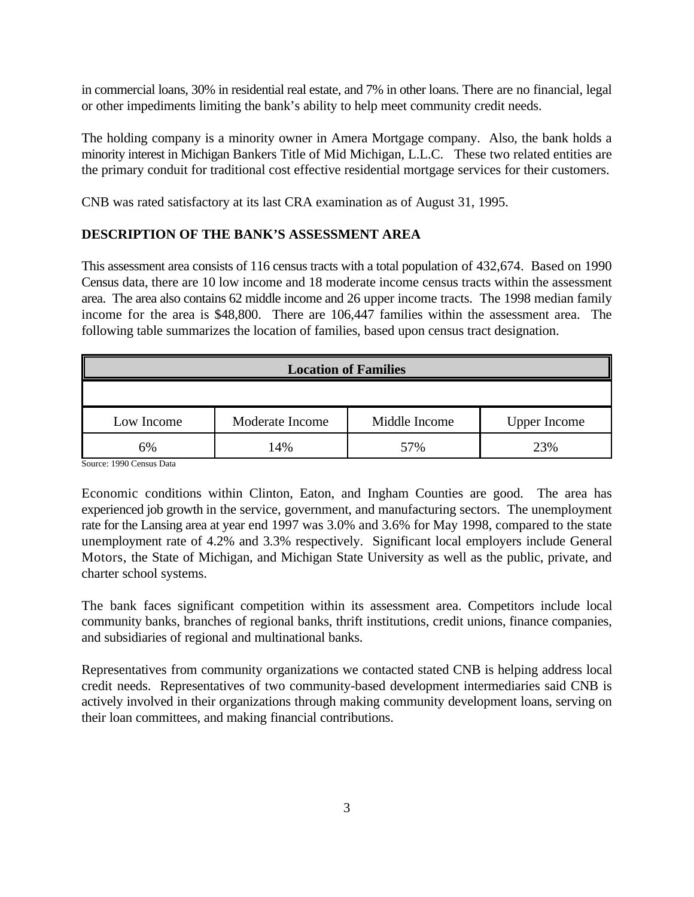in commercial loans, 30% in residential real estate, and 7% in other loans. There are no financial, legal or other impediments limiting the bank's ability to help meet community credit needs.

The holding company is a minority owner in Amera Mortgage company. Also, the bank holds a minority interest in Michigan Bankers Title of Mid Michigan, L.L.C. These two related entities are the primary conduit for traditional cost effective residential mortgage services for their customers.

CNB was rated satisfactory at its last CRA examination as of August 31, 1995.

## DESCRIPTION OF THE BANK'S ASSESSMENT AREA

This assessment area consists of 116 census tracts with a total population of 432,674. Based on 1990 Census data, there are 10 low income and 18 moderate income census tracts within the assessment area. The area also contains 62 middle income and 26 upper income tracts. The 1998 median family income for the area is $48,800. There are 106,447 families within the assessment area. The following table summarizes the location of families, based upon census tract designation.

| **Location of Families** | | | |
|---|---|---|---|
| Low Income | Moderate Income | Middle Income | Upper Income |
| 6% | 14% | 57% | 23% |

Source: 1990 Census Data

Economic conditions within Clinton, Eaton, and Ingham Counties are good. The area has experienced job growth in the service, government, and manufacturing sectors. The unemployment rate for the Lansing area at year end 1997 was 3.0% and 3.6% for May 1998, compared to the state unemployment rate of 4.2% and 3.3% respectively. Significant local employers include General Motors, the State of Michigan, and Michigan State University as well as the public, private, and charter school systems.

The bank faces significant competition within its assessment area. Competitors include local community banks, branches of regional banks, thrift institutions, credit unions, finance companies, and subsidiaries of regional and multinational banks.

Representatives from community organizations we contacted stated CNB is helping address local credit needs. Representatives of two community-based development intermediaries said CNB is actively involved in their organizations through making community development loans, serving on their loan committees, and making financial contributions.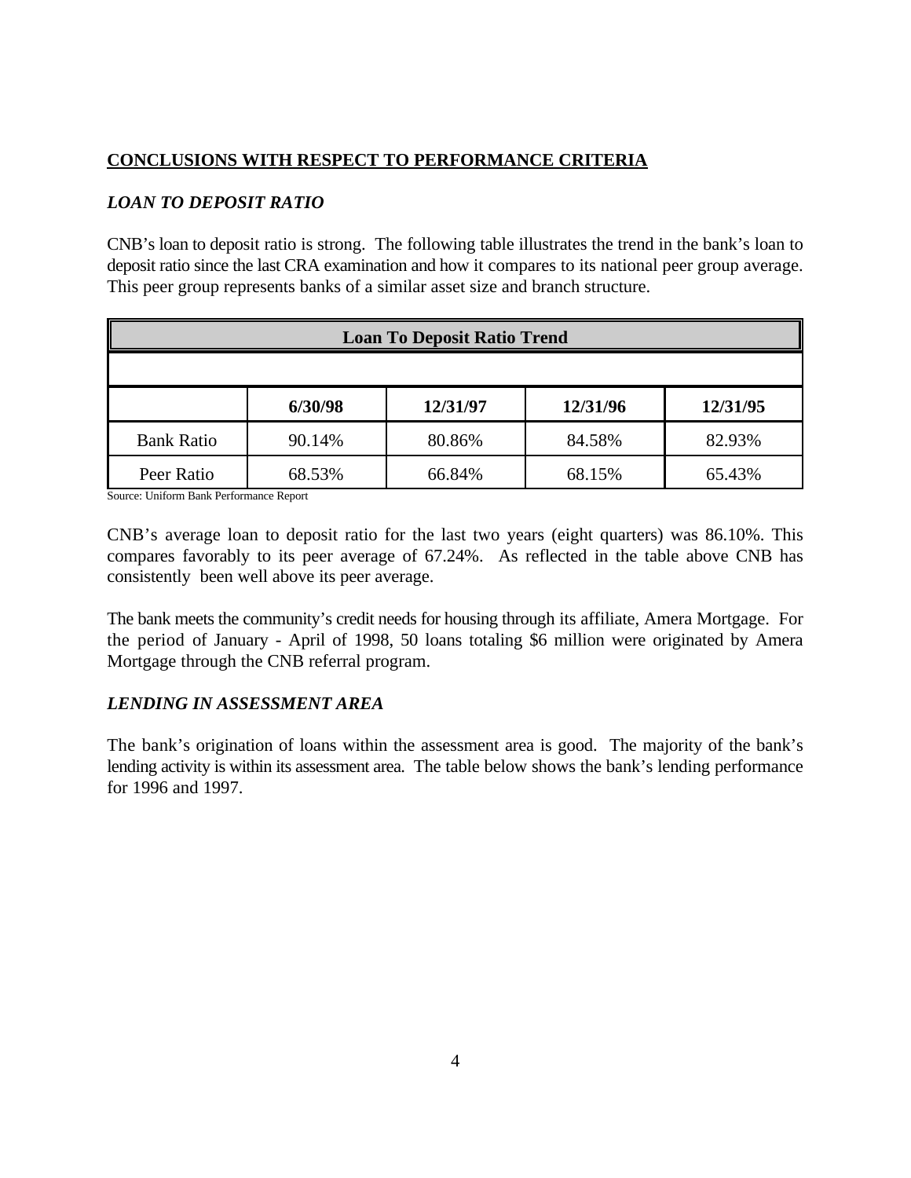## CONCLUSIONS WITH RESPECT TO PERFORMANCE CRITERIA

### *LOAN TO DEPOSIT RATIO*

CNB's loan to deposit ratio is strong. The following table illustrates the trend in the bank's loan to deposit ratio since the last CRA examination and how it compares to its national peer group average. This peer group represents banks of a similar asset size and branch structure.

| Loan To Deposit Ratio Trend | | | | |
|---|---|---|---|---|
| | **6/30/98** | **12/31/97** | **12/31/96** | **12/31/95** |
| Bank Ratio | 90.14% | 80.86% | 84.58% | 82.93% |
| Peer Ratio | 68.53% | 66.84% | 68.15% | 65.43% |

Source: Uniform Bank Performance Report

CNB's average loan to deposit ratio for the last two years (eight quarters) was 86.10%. This compares favorably to its peer average of 67.24%. As reflected in the table above CNB has consistently been well above its peer average.

The bank meets the community's credit needs for housing through its affiliate, Amera Mortgage. For the period of January - April of 1998, 50 loans totaling $6 million were originated by Amera Mortgage through the CNB referral program.

### *LENDING IN ASSESSMENT AREA*

The bank's origination of loans within the assessment area is good. The majority of the bank's lending activity is within its assessment area. The table below shows the bank's lending performance for 1996 and 1997.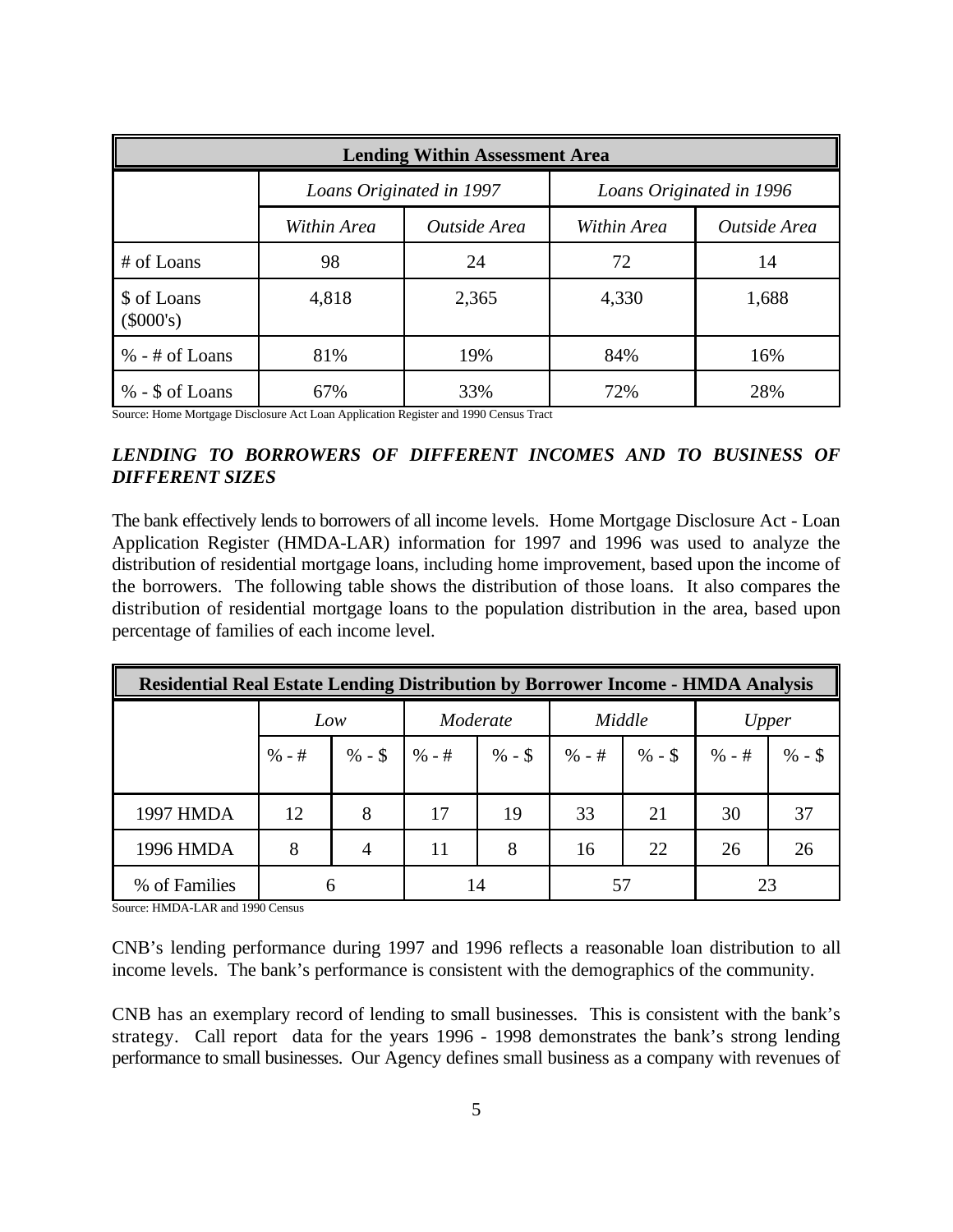| Lending Within Assessment Area | | | | |
|---|---|---|---|---|
| | *Loans Originated in 1997* | | *Loans Originated in 1996* | |
| | *Within Area* | *Outside Area* | *Within Area* | *Outside Area* |
| # of Loans | 98 | 24 | 72 | 14 |
| $ of Loans ($000's) | 4,818 | 2,365 | 4,330 | 1,688 |
| % - # of Loans | 81% | 19% | 84% | 16% |
| % - $ of Loans | 67% | 33% | 72% | 28% |

Source: Home Mortgage Disclosure Act Loan Application Register and 1990 Census Tract

### *LENDING TO BORROWERS OF DIFFERENT INCOMES AND TO BUSINESS OF DIFFERENT SIZES*

The bank effectively lends to borrowers of all income levels. Home Mortgage Disclosure Act - Loan Application Register (HMDA-LAR) information for 1997 and 1996 was used to analyze the distribution of residential mortgage loans, including home improvement, based upon the income of the borrowers. The following table shows the distribution of those loans. It also compares the distribution of residential mortgage loans to the population distribution in the area, based upon percentage of families of each income level.

| Residential Real Estate Lending Distribution by Borrower Income - HMDA Analysis | | | | | | | | |
|---|---|---|---|---|---|---|---|---|
| | *Low* | | *Moderate* | | *Middle* | | *Upper* | |
| | % - # | % - $ | % - # | % - $ | % - # | % - $ | % - # | % - $ |
| 1997 HMDA | 12 | 8 | 17 | 19 | 33 | 21 | 30 | 37 |
| 1996 HMDA | 8 | 4 | 11 | 8 | 16 | 22 | 26 | 26 |
| % of Families | 6 | | 14 | | 57 | | 23 | |

Source: HMDA-LAR and 1990 Census

CNB's lending performance during 1997 and 1996 reflects a reasonable loan distribution to all income levels. The bank's performance is consistent with the demographics of the community.

CNB has an exemplary record of lending to small businesses. This is consistent with the bank's strategy. Call report data for the years 1996 - 1998 demonstrates the bank's strong lending performance to small businesses. Our Agency defines small business as a company with revenues of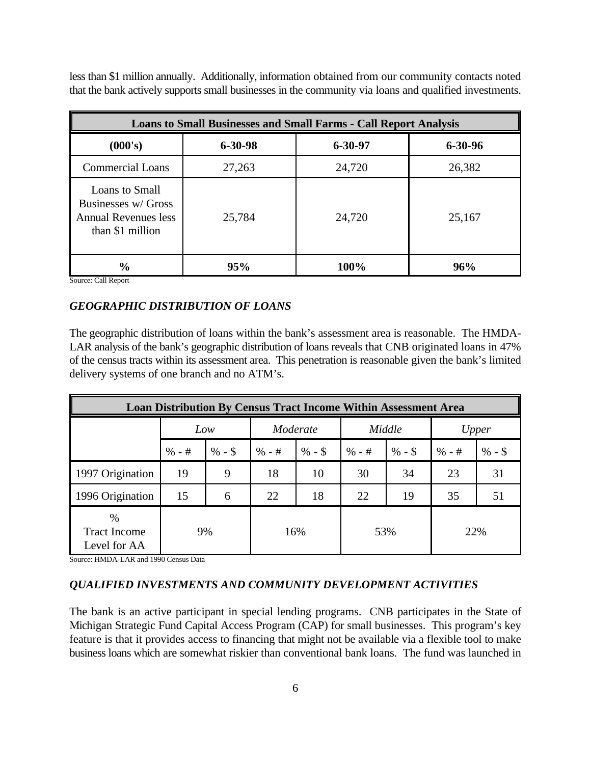less than $1 million annually. Additionally, information obtained from our community contacts noted that the bank actively supports small businesses in the community via loans and qualified investments.

| Loans to Small Businesses and Small Farms - Call Report Analysis | | | |
|---|---|---|---|
| **(000's)** | **6-30-98** | **6-30-97** | **6-30-96** |
| Commercial Loans | 27,263 | 24,720 | 26,382 |
| Loans to Small Businesses w/ Gross Annual Revenues less than $1 million | 25,784 | 24,720 | 25,167 |
| **%** | **95%** | **100%** | **96%** |

Source: Call Report

### *GEOGRAPHIC DISTRIBUTION OF LOANS*

The geographic distribution of loans within the bank's assessment area is reasonable. The HMDA-LAR analysis of the bank's geographic distribution of loans reveals that CNB originated loans in 47% of the census tracts within its assessment area. This penetration is reasonable given the bank's limited delivery systems of one branch and no ATM's.

| Loan Distribution By Census Tract Income Within Assessment Area | | | | | | | | |
|---|---|---|---|---|---|---|---|---|
| | *Low* | | *Moderate* | | *Middle* | | *Upper* | |
| | % - # | % - $ | % - # | % - $ | % - # | % - $ | % - # | % - $ |
| 1997 Origination | 19 | 9 | 18 | 10 | 30 | 34 | 23 | 31 |
| 1996 Origination | 15 | 6 | 22 | 18 | 22 | 19 | 35 | 51 |
| % Tract Income Level for AA | 9% | | 16% | | 53% | | 22% | |

Source: HMDA-LAR and 1990 Census Data

### *QUALIFIED INVESTMENTS AND COMMUNITY DEVELOPMENT ACTIVITIES*

The bank is an active participant in special lending programs. CNB participates in the State of Michigan Strategic Fund Capital Access Program (CAP) for small businesses. This program's key feature is that it provides access to financing that might not be available via a flexible tool to make business loans which are somewhat riskier than conventional bank loans. The fund was launched in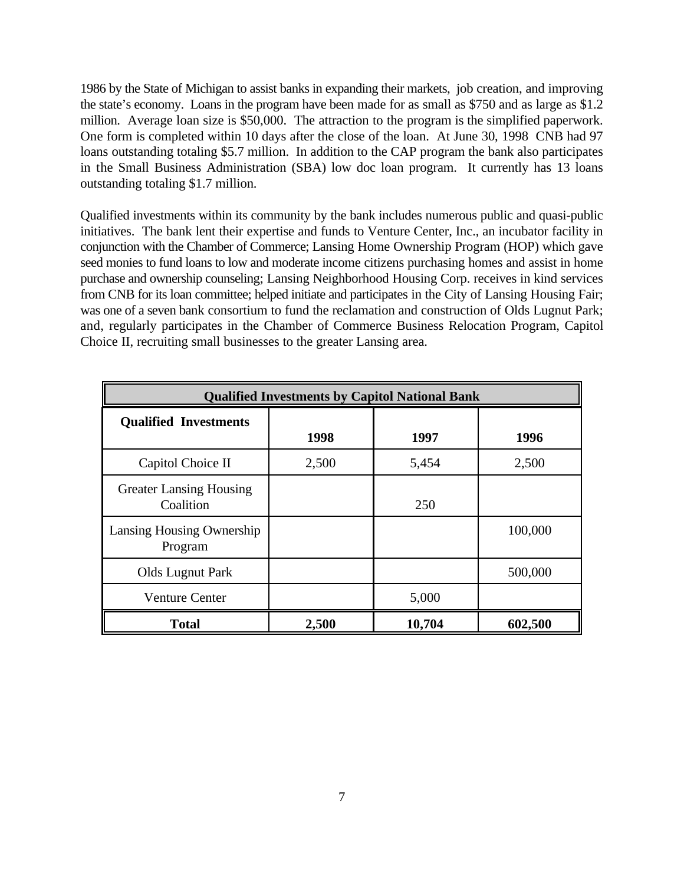1986 by the State of Michigan to assist banks in expanding their markets, job creation, and improving the state's economy. Loans in the program have been made for as small as $750 and as large as $1.2 million. Average loan size is $50,000. The attraction to the program is the simplified paperwork. One form is completed within 10 days after the close of the loan. At June 30, 1998 CNB had 97 loans outstanding totaling $5.7 million. In addition to the CAP program the bank also participates in the Small Business Administration (SBA) low doc loan program. It currently has 13 loans outstanding totaling $1.7 million.

Qualified investments within its community by the bank includes numerous public and quasi-public initiatives. The bank lent their expertise and funds to Venture Center, Inc., an incubator facility in conjunction with the Chamber of Commerce; Lansing Home Ownership Program (HOP) which gave seed monies to fund loans to low and moderate income citizens purchasing homes and assist in home purchase and ownership counseling; Lansing Neighborhood Housing Corp. receives in kind services from CNB for its loan committee; helped initiate and participates in the City of Lansing Housing Fair; was one of a seven bank consortium to fund the reclamation and construction of Olds Lugnut Park; and, regularly participates in the Chamber of Commerce Business Relocation Program, Capitol Choice II, recruiting small businesses to the greater Lansing area.

**Qualified Investments by Capitol National Bank**

| Qualified Investments | 1998 | 1997 | 1996 |
|---|---|---|---|
| Capitol Choice II | 2,500 | 5,454 | 2,500 |
| Greater Lansing Housing Coalition | | 250 | |
| Lansing Housing Ownership Program | | | 100,000 |
| Olds Lugnut Park | | | 500,000 |
| Venture Center | | 5,000 | |
| **Total** | **2,500** | **10,704** | **602,500** |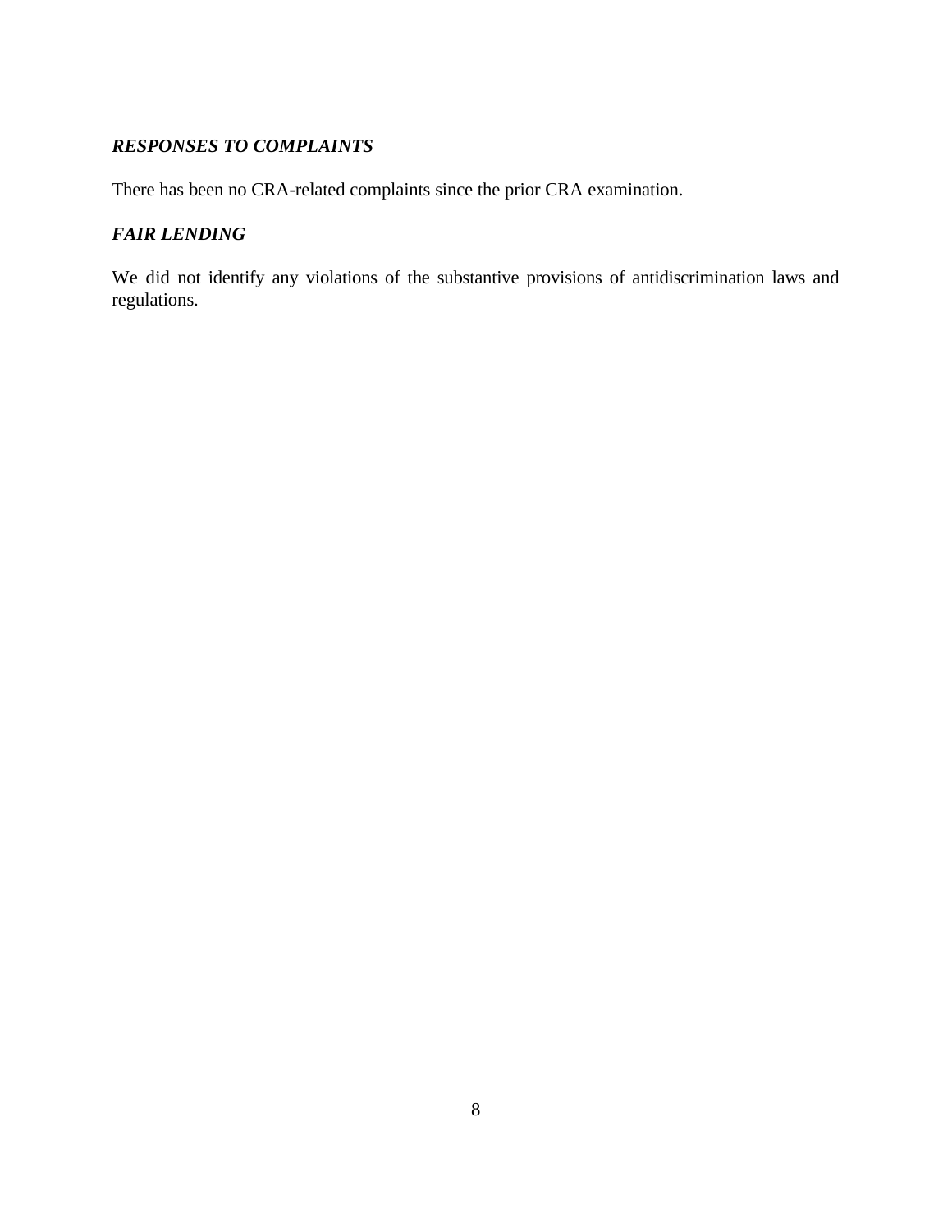### *RESPONSES TO COMPLAINTS*

There has been no CRA-related complaints since the prior CRA examination.

### *FAIR LENDING*

We did not identify any violations of the substantive provisions of antidiscrimination laws and regulations.